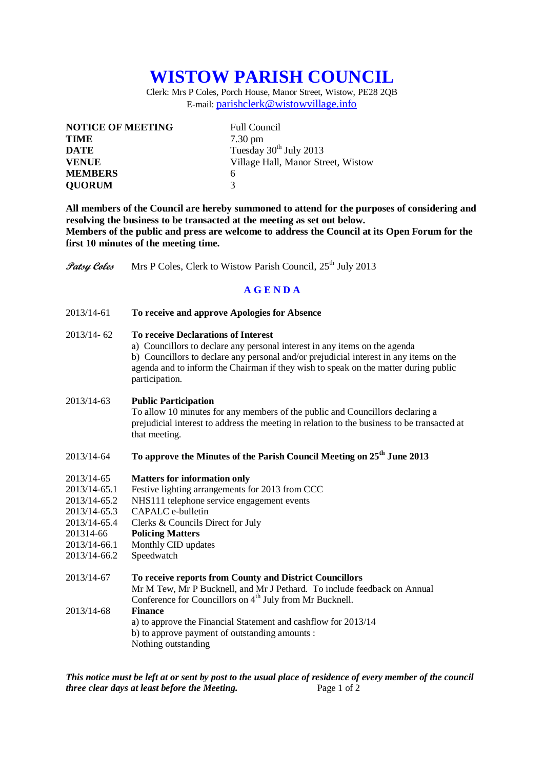# WISTOW PARISH COUNCIL

Clerk: Mrs P Coles, Porch House, Manor Street, Wistow, PE28 2QB
E-mail: parishclerk@wistowvillage.info

| | |
|---|---|
| **NOTICE OF MEETING** | Full Council |
| **TIME** | 7.30 pm |
| **DATE** | Tuesday 30th July 2013 |
| **VENUE** | Village Hall, Manor Street, Wistow |
| **MEMBERS** | 6 |
| **QUORUM** | 3 |

**All members of the Council are hereby summoned to attend for the purposes of considering and resolving the business to be transacted at the meeting as set out below.**
**Members of the public and press are welcome to address the Council at its Open Forum for the first 10 minutes of the meeting time.**

*Patsy Coles* Mrs P Coles, Clerk to Wistow Parish Council, 25th July 2013

## A G E N D A

2013/14-61 **To receive and approve Apologies for Absence**

2013/14- 62 **To receive Declarations of Interest**
a) Councillors to declare any personal interest in any items on the agenda
b) Councillors to declare any personal and/or prejudicial interest in any items on the agenda and to inform the Chairman if they wish to speak on the matter during public participation.

2013/14-63 **Public Participation**
To allow 10 minutes for any members of the public and Councillors declaring a prejudicial interest to address the meeting in relation to the business to be transacted at that meeting.

2013/14-64 **To approve the Minutes of the Parish Council Meeting on 25th June 2013**

2013/14-65 **Matters for information only**
2013/14-65.1 Festive lighting arrangements for 2013 from CCC
2013/14-65.2 NHS111 telephone service engagement events
2013/14-65.3 CAPALC e-bulletin
2013/14-65.4 Clerks & Councils Direct for July
201314-66 **Policing Matters**
2013/14-66.1 Monthly CID updates
2013/14-66.2 Speedwatch

2013/14-67 **To receive reports from County and District Councillors**
Mr M Tew, Mr P Bucknell, and Mr J Pethard. To include feedback on Annual Conference for Councillors on 4th July from Mr Bucknell.

2013/14-68 **Finance**
a) to approve the Financial Statement and cashflow for 2013/14
b) to approve payment of outstanding amounts :
Nothing outstanding

***This notice must be left at or sent by post to the usual place of residence of every member of the council three clear days at least before the Meeting.***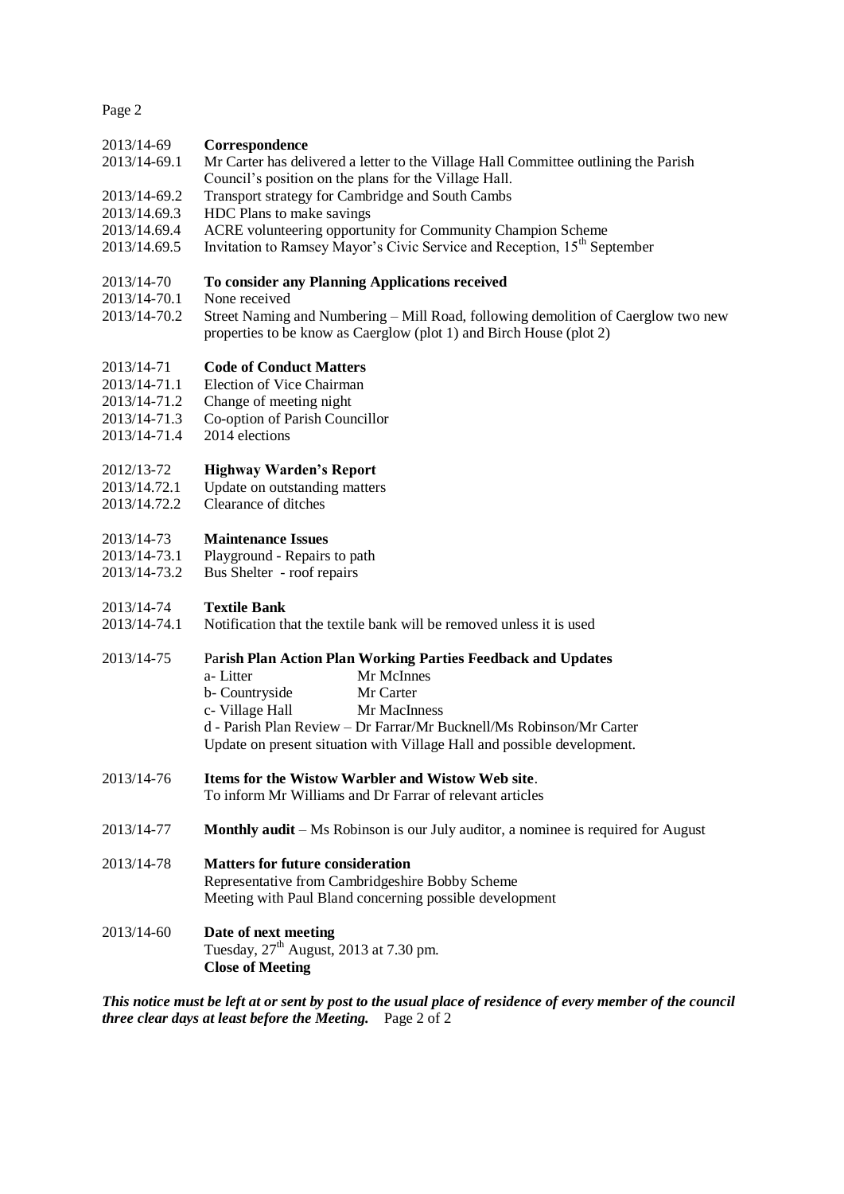2013/14-69 **Correspondence**

2013/14-69.1 Mr Carter has delivered a letter to the Village Hall Committee outlining the Parish Council's position on the plans for the Village Hall.

2013/14-69.2 Transport strategy for Cambridge and South Cambs

2013/14.69.3 HDC Plans to make savings

2013/14.69.4 ACRE volunteering opportunity for Community Champion Scheme

2013/14.69.5 Invitation to Ramsey Mayor's Civic Service and Reception, 15th September

2013/14-70 **To consider any Planning Applications received**

2013/14-70.1 None received

2013/14-70.2 Street Naming and Numbering – Mill Road, following demolition of Caerglow two new properties to be know as Caerglow (plot 1) and Birch House (plot 2)

2013/14-71 **Code of Conduct Matters**

2013/14-71.1 Election of Vice Chairman

2013/14-71.2 Change of meeting night

2013/14-71.3 Co-option of Parish Councillor

2013/14-71.4 2014 elections

2012/13-72 **Highway Warden's Report**

2013/14.72.1 Update on outstanding matters

2013/14.72.2 Clearance of ditches

2013/14-73 **Maintenance Issues**

2013/14-73.1 Playground - Repairs to path

2013/14-73.2 Bus Shelter - roof repairs

2013/14-74 **Textile Bank**

2013/14-74.1 Notification that the textile bank will be removed unless it is used

2013/14-75 Pa**rish Plan Action Plan Working Parties Feedback and Updates**

a- Litter Mr McInnes

b- Countryside Mr Carter

c- Village Hall Mr MacInness

d - Parish Plan Review – Dr Farrar/Mr Bucknell/Ms Robinson/Mr Carter

Update on present situation with Village Hall and possible development.

2013/14-76 **Items for the Wistow Warbler and Wistow Web site**.

To inform Mr Williams and Dr Farrar of relevant articles

2013/14-77 **Monthly audit** – Ms Robinson is our July auditor, a nominee is required for August

2013/14-78 **Matters for future consideration**

Representative from Cambridgeshire Bobby Scheme

Meeting with Paul Bland concerning possible development

2013/14-60 **Date of next meeting**

Tuesday, 27th August, 2013 at 7.30 pm.

**Close of Meeting**

***This notice must be left at or sent by post to the usual place of residence of every member of the council three clear days at least before the Meeting.***